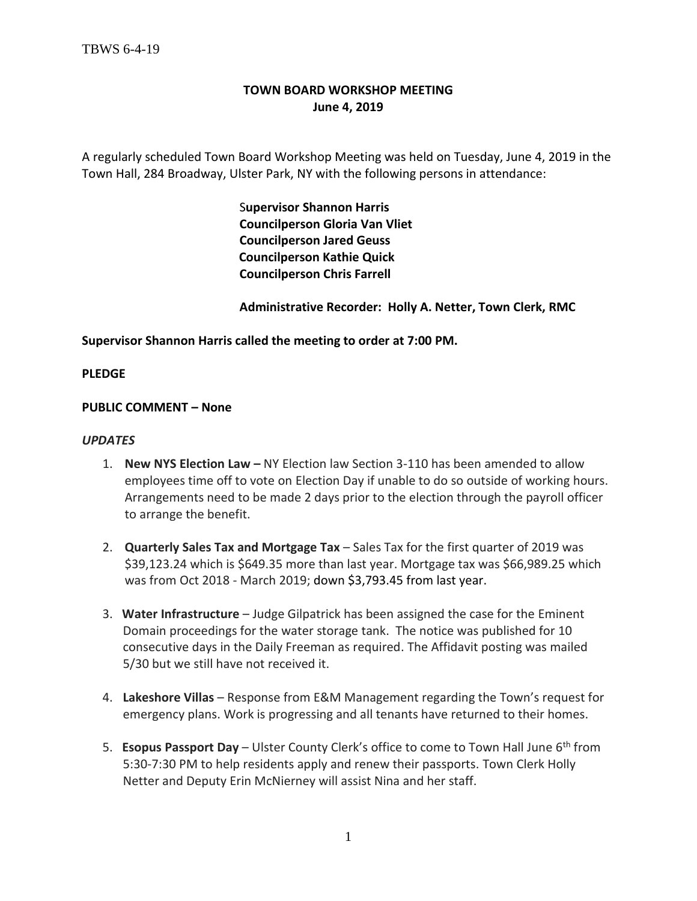# TOWN BOARD WORKSHOP MEETING
## June 4, 2019

A regularly scheduled Town Board Workshop Meeting was held on Tuesday, June 4, 2019 in the Town Hall, 284 Broadway, Ulster Park, NY with the following persons in attendance:

**Supervisor Shannon Harris**
**Councilperson Gloria Van Vliet**
**Councilperson Jared Geuss**
**Councilperson Kathie Quick**
**Councilperson Chris Farrell**

**Administrative Recorder: Holly A. Netter, Town Clerk, RMC**

**Supervisor Shannon Harris called the meeting to order at 7:00 PM.**

**PLEDGE**

**PUBLIC COMMENT – None**

***UPDATES***

1. **New NYS Election Law –** NY Election law Section 3-110 has been amended to allow employees time off to vote on Election Day if unable to do so outside of working hours. Arrangements need to be made 2 days prior to the election through the payroll officer to arrange the benefit.

2. **Quarterly Sales Tax and Mortgage Tax** – Sales Tax for the first quarter of 2019 was $39,123.24 which is $649.35 more than last year. Mortgage tax was $66,989.25 which was from Oct 2018 - March 2019; down $3,793.45 from last year.

3. **Water Infrastructure** – Judge Gilpatrick has been assigned the case for the Eminent Domain proceedings for the water storage tank. The notice was published for 10 consecutive days in the Daily Freeman as required. The Affidavit posting was mailed 5/30 but we still have not received it.

4. **Lakeshore Villas** – Response from E&M Management regarding the Town's request for emergency plans. Work is progressing and all tenants have returned to their homes.

5. **Esopus Passport Day** – Ulster County Clerk's office to come to Town Hall June 6th from 5:30-7:30 PM to help residents apply and renew their passports. Town Clerk Holly Netter and Deputy Erin McNierney will assist Nina and her staff.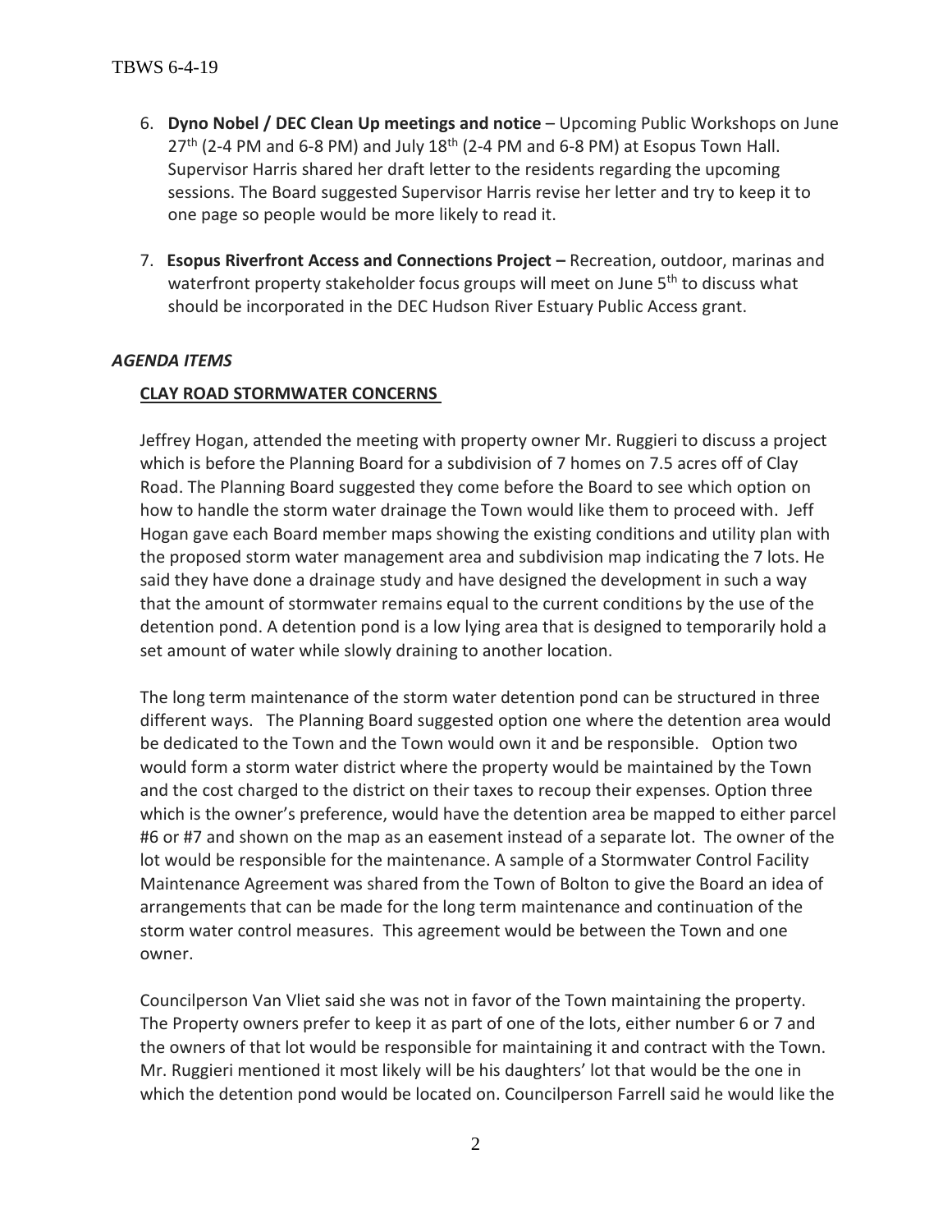6. **Dyno Nobel / DEC Clean Up meetings and notice** – Upcoming Public Workshops on June 27th (2-4 PM and 6-8 PM) and July 18th (2-4 PM and 6-8 PM) at Esopus Town Hall. Supervisor Harris shared her draft letter to the residents regarding the upcoming sessions. The Board suggested Supervisor Harris revise her letter and try to keep it to one page so people would be more likely to read it.

7. **Esopus Riverfront Access and Connections Project –** Recreation, outdoor, marinas and waterfront property stakeholder focus groups will meet on June 5th to discuss what should be incorporated in the DEC Hudson River Estuary Public Access grant.

***AGENDA ITEMS***

**CLAY ROAD STORMWATER CONCERNS**

Jeffrey Hogan, attended the meeting with property owner Mr. Ruggieri to discuss a project which is before the Planning Board for a subdivision of 7 homes on 7.5 acres off of Clay Road. The Planning Board suggested they come before the Board to see which option on how to handle the storm water drainage the Town would like them to proceed with. Jeff Hogan gave each Board member maps showing the existing conditions and utility plan with the proposed storm water management area and subdivision map indicating the 7 lots. He said they have done a drainage study and have designed the development in such a way that the amount of stormwater remains equal to the current conditions by the use of the detention pond. A detention pond is a low lying area that is designed to temporarily hold a set amount of water while slowly draining to another location.

The long term maintenance of the storm water detention pond can be structured in three different ways. The Planning Board suggested option one where the detention area would be dedicated to the Town and the Town would own it and be responsible. Option two would form a storm water district where the property would be maintained by the Town and the cost charged to the district on their taxes to recoup their expenses. Option three which is the owner's preference, would have the detention area be mapped to either parcel #6 or #7 and shown on the map as an easement instead of a separate lot. The owner of the lot would be responsible for the maintenance. A sample of a Stormwater Control Facility Maintenance Agreement was shared from the Town of Bolton to give the Board an idea of arrangements that can be made for the long term maintenance and continuation of the storm water control measures. This agreement would be between the Town and one owner.

Councilperson Van Vliet said she was not in favor of the Town maintaining the property. The Property owners prefer to keep it as part of one of the lots, either number 6 or 7 and the owners of that lot would be responsible for maintaining it and contract with the Town. Mr. Ruggieri mentioned it most likely will be his daughters' lot that would be the one in which the detention pond would be located on. Councilperson Farrell said he would like the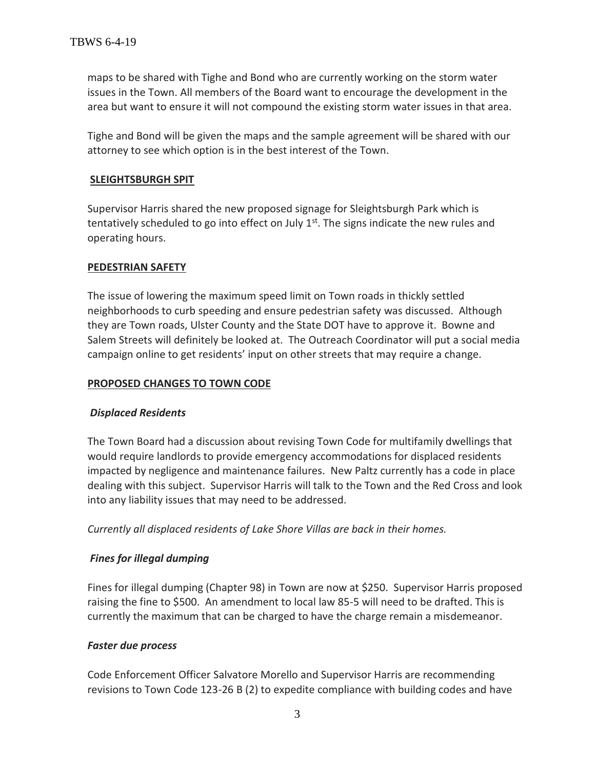maps to be shared with Tighe and Bond who are currently working on the storm water issues in the Town. All members of the Board want to encourage the development in the area but want to ensure it will not compound the existing storm water issues in that area.

Tighe and Bond will be given the maps and the sample agreement will be shared with our attorney to see which option is in the best interest of the Town.

## SLEIGHTSBURGH SPIT

Supervisor Harris shared the new proposed signage for Sleightsburgh Park which is tentatively scheduled to go into effect on July 1st. The signs indicate the new rules and operating hours.

## PEDESTRIAN SAFETY

The issue of lowering the maximum speed limit on Town roads in thickly settled neighborhoods to curb speeding and ensure pedestrian safety was discussed. Although they are Town roads, Ulster County and the State DOT have to approve it. Bowne and Salem Streets will definitely be looked at. The Outreach Coordinator will put a social media campaign online to get residents' input on other streets that may require a change.

## PROPOSED CHANGES TO TOWN CODE

### *Displaced Residents*

The Town Board had a discussion about revising Town Code for multifamily dwellings that would require landlords to provide emergency accommodations for displaced residents impacted by negligence and maintenance failures. New Paltz currently has a code in place dealing with this subject. Supervisor Harris will talk to the Town and the Red Cross and look into any liability issues that may need to be addressed.

*Currently all displaced residents of Lake Shore Villas are back in their homes.*

### *Fines for illegal dumping*

Fines for illegal dumping (Chapter 98) in Town are now at $250. Supervisor Harris proposed raising the fine to $500. An amendment to local law 85-5 will need to be drafted. This is currently the maximum that can be charged to have the charge remain a misdemeanor.

### *Faster due process*

Code Enforcement Officer Salvatore Morello and Supervisor Harris are recommending revisions to Town Code 123-26 B (2) to expedite compliance with building codes and have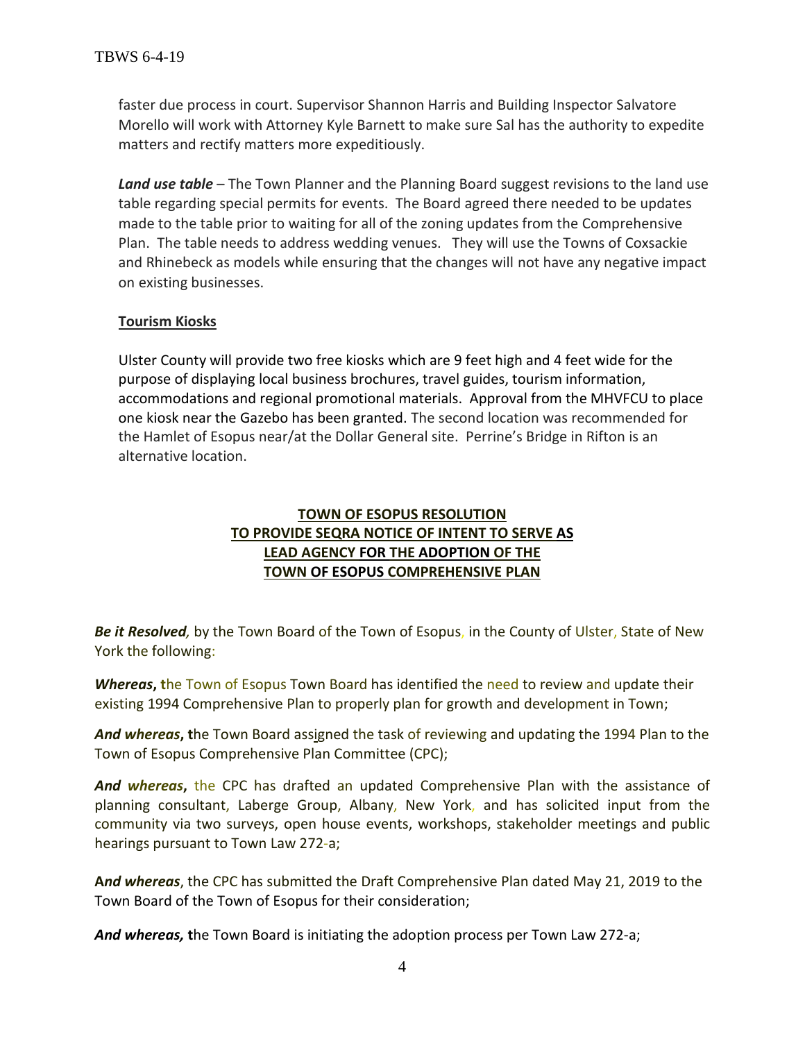faster due process in court. Supervisor Shannon Harris and Building Inspector Salvatore Morello will work with Attorney Kyle Barnett to make sure Sal has the authority to expedite matters and rectify matters more expeditiously.

***Land use table*** – The Town Planner and the Planning Board suggest revisions to the land use table regarding special permits for events. The Board agreed there needed to be updates made to the table prior to waiting for all of the zoning updates from the Comprehensive Plan. The table needs to address wedding venues. They will use the Towns of Coxsackie and Rhinebeck as models while ensuring that the changes will not have any negative impact on existing businesses.

**Tourism Kiosks**

Ulster County will provide two free kiosks which are 9 feet high and 4 feet wide for the purpose of displaying local business brochures, travel guides, tourism information, accommodations and regional promotional materials. Approval from the MHVFCU to place one kiosk near the Gazebo has been granted. The second location was recommended for the Hamlet of Esopus near/at the Dollar General site. Perrine's Bridge in Rifton is an alternative location.

**TOWN OF ESOPUS RESOLUTION**
**TO PROVIDE SEQRA NOTICE OF INTENT TO SERVE AS**
**LEAD AGENCY FOR THE ADOPTION OF THE**
**TOWN OF ESOPUS COMPREHENSIVE PLAN**

***Be it Resolved,*** by the Town Board of the Town of Esopus, in the County of Ulster, State of New York the following:

***Whereas*****, t**he Town of Esopus Town Board has identified the need to review and update their existing 1994 Comprehensive Plan to properly plan for growth and development in Town;

***And whereas*****, t**he Town Board assigned the task of reviewing and updating the 1994 Plan to the Town of Esopus Comprehensive Plan Committee (CPC);

***And whereas*****,** the CPC has drafted an updated Comprehensive Plan with the assistance of planning consultant, Laberge Group, Albany, New York, and has solicited input from the community via two surveys, open house events, workshops, stakeholder meetings and public hearings pursuant to Town Law 272-a;

***And whereas***, the CPC has submitted the Draft Comprehensive Plan dated May 21, 2019 to the Town Board of the Town of Esopus for their consideration;

***And whereas,*** **t**he Town Board is initiating the adoption process per Town Law 272-a;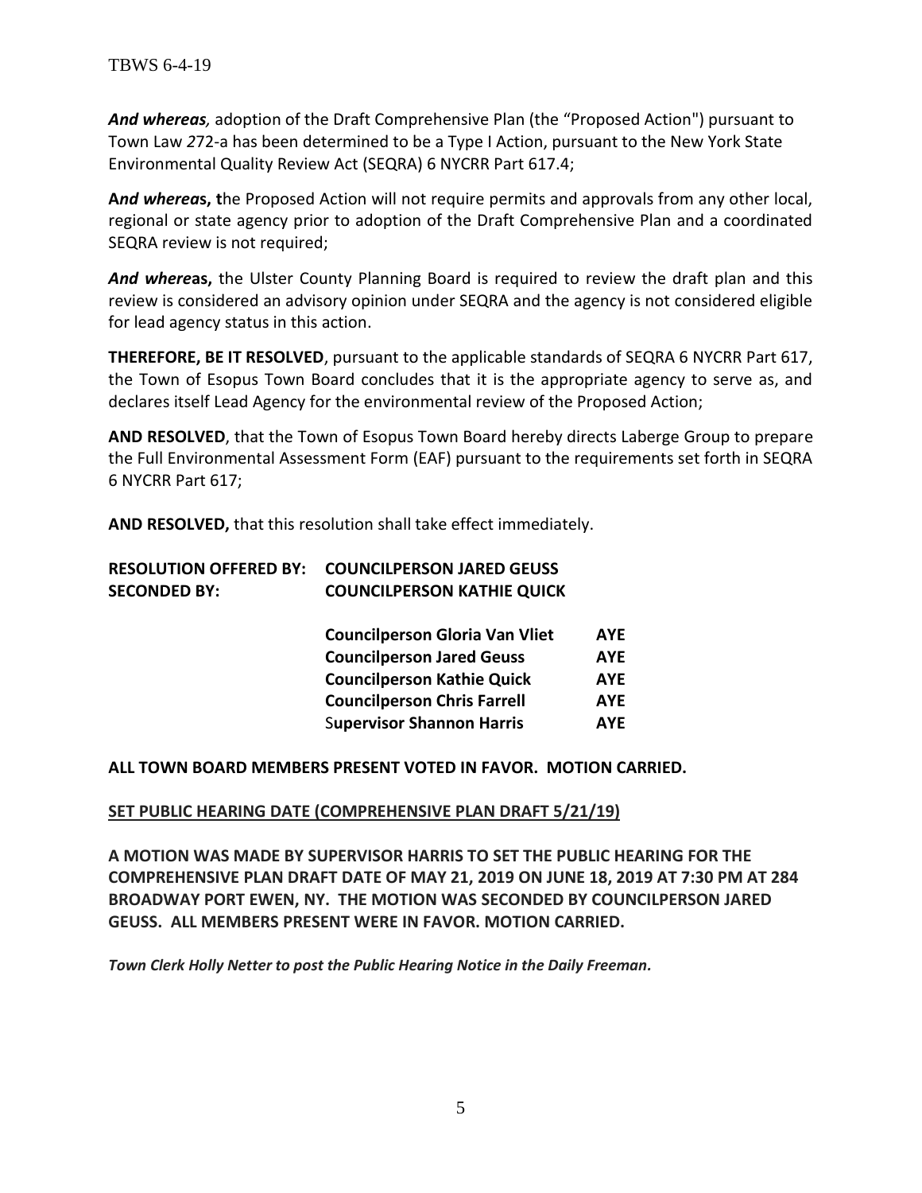***And whereas,*** adoption of the Draft Comprehensive Plan (the "Proposed Action") pursuant to Town Law 272-a has been determined to be a Type I Action, pursuant to the New York State Environmental Quality Review Act (SEQRA) 6 NYCRR Part 617.4;

***And whereas,*** **t**he Proposed Action will not require permits and approvals from any other local, regional or state agency prior to adoption of the Draft Comprehensive Plan and a coordinated SEQRA review is not required;

***And whereas,*** the Ulster County Planning Board is required to review the draft plan and this review is considered an advisory opinion under SEQRA and the agency is not considered eligible for lead agency status in this action.

**THEREFORE, BE IT RESOLVED**, pursuant to the applicable standards of SEQRA 6 NYCRR Part 617, the Town of Esopus Town Board concludes that it is the appropriate agency to serve as, and declares itself Lead Agency for the environmental review of the Proposed Action;

**AND RESOLVED**, that the Town of Esopus Town Board hereby directs Laberge Group to prepare the Full Environmental Assessment Form (EAF) pursuant to the requirements set forth in SEQRA 6 NYCRR Part 617;

**AND RESOLVED,** that this resolution shall take effect immediately.

**RESOLUTION OFFERED BY: COUNCILPERSON JARED GEUSS**
**SECONDED BY: COUNCILPERSON KATHIE QUICK**

| | |
|---|---|
| **Councilperson Gloria Van Vliet** | **AYE** |
| **Councilperson Jared Geuss** | **AYE** |
| **Councilperson Kathie Quick** | **AYE** |
| **Councilperson Chris Farrell** | **AYE** |
| **Supervisor Shannon Harris** | **AYE** |

**ALL TOWN BOARD MEMBERS PRESENT VOTED IN FAVOR. MOTION CARRIED.**

**SET PUBLIC HEARING DATE (COMPREHENSIVE PLAN DRAFT 5/21/19)**

**A MOTION WAS MADE BY SUPERVISOR HARRIS TO SET THE PUBLIC HEARING FOR THE COMPREHENSIVE PLAN DRAFT DATE OF MAY 21, 2019 ON JUNE 18, 2019 AT 7:30 PM AT 284 BROADWAY PORT EWEN, NY. THE MOTION WAS SECONDED BY COUNCILPERSON JARED GEUSS. ALL MEMBERS PRESENT WERE IN FAVOR. MOTION CARRIED.**

***Town Clerk Holly Netter to post the Public Hearing Notice in the Daily Freeman.***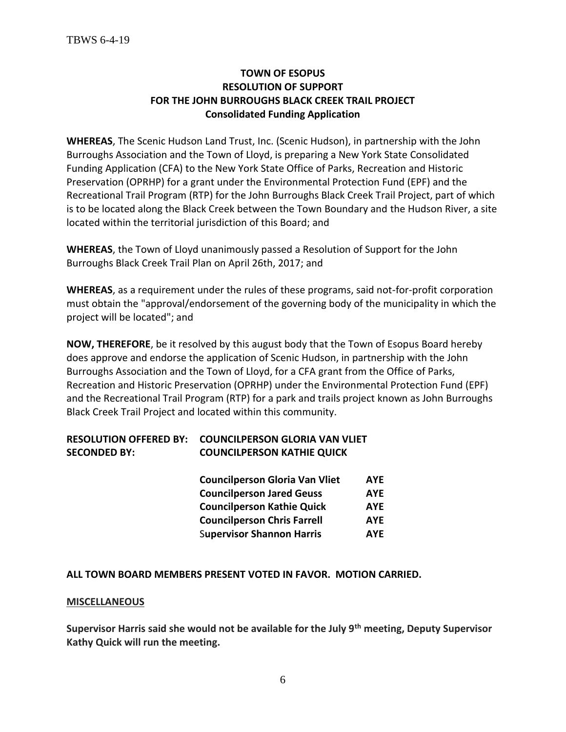**TOWN OF ESOPUS**
**RESOLUTION OF SUPPORT**
**FOR THE JOHN BURROUGHS BLACK CREEK TRAIL PROJECT**
**Consolidated Funding Application**

**WHEREAS**, The Scenic Hudson Land Trust, Inc. (Scenic Hudson), in partnership with the John Burroughs Association and the Town of Lloyd, is preparing a New York State Consolidated Funding Application (CFA) to the New York State Office of Parks, Recreation and Historic Preservation (OPRHP) for a grant under the Environmental Protection Fund (EPF) and the Recreational Trail Program (RTP) for the John Burroughs Black Creek Trail Project, part of which is to be located along the Black Creek between the Town Boundary and the Hudson River, a site located within the territorial jurisdiction of this Board; and

**WHEREAS**, the Town of Lloyd unanimously passed a Resolution of Support for the John Burroughs Black Creek Trail Plan on April 26th, 2017; and

**WHEREAS**, as a requirement under the rules of these programs, said not-for-profit corporation must obtain the "approval/endorsement of the governing body of the municipality in which the project will be located"; and

**NOW, THEREFORE**, be it resolved by this august body that the Town of Esopus Board hereby does approve and endorse the application of Scenic Hudson, in partnership with the John Burroughs Association and the Town of Lloyd, for a CFA grant from the Office of Parks, Recreation and Historic Preservation (OPRHP) under the Environmental Protection Fund (EPF) and the Recreational Trail Program (RTP) for a park and trails project known as John Burroughs Black Creek Trail Project and located within this community.

**RESOLUTION OFFERED BY: COUNCILPERSON GLORIA VAN VLIET**
**SECONDED BY: COUNCILPERSON KATHIE QUICK**

| | |
|---|---|
| **Councilperson Gloria Van Vliet** | **AYE** |
| **Councilperson Jared Geuss** | **AYE** |
| **Councilperson Kathie Quick** | **AYE** |
| **Councilperson Chris Farrell** | **AYE** |
| **Supervisor Shannon Harris** | **AYE** |

**ALL TOWN BOARD MEMBERS PRESENT VOTED IN FAVOR. MOTION CARRIED.**

**MISCELLANEOUS**

**Supervisor Harris said she would not be available for the July 9th meeting, Deputy Supervisor Kathy Quick will run the meeting.**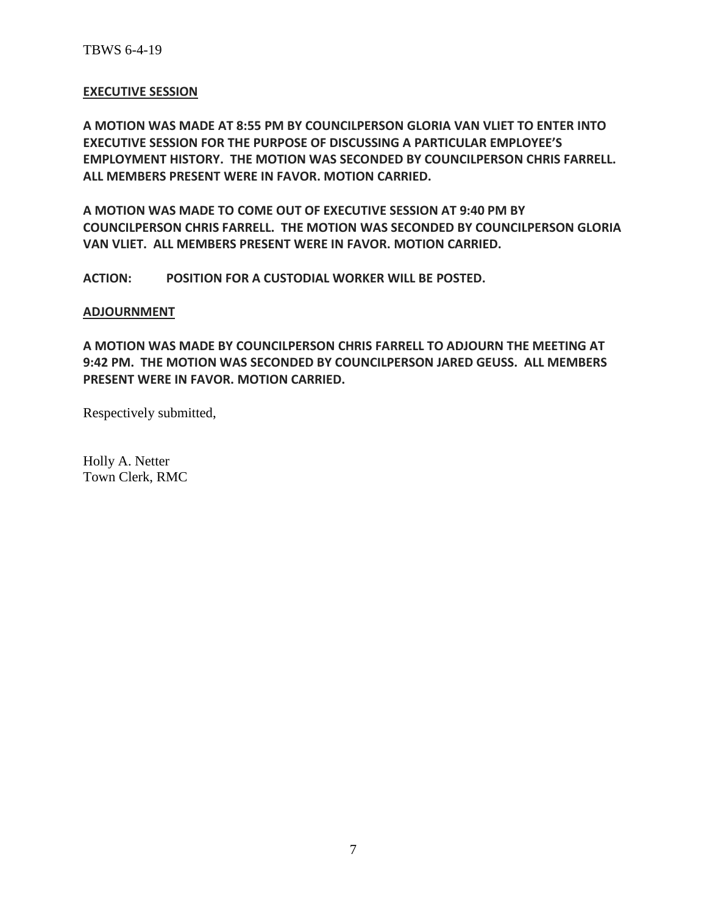**EXECUTIVE SESSION**

**A MOTION WAS MADE AT 8:55 PM BY COUNCILPERSON GLORIA VAN VLIET TO ENTER INTO EXECUTIVE SESSION FOR THE PURPOSE OF DISCUSSING A PARTICULAR EMPLOYEE'S EMPLOYMENT HISTORY. THE MOTION WAS SECONDED BY COUNCILPERSON CHRIS FARRELL. ALL MEMBERS PRESENT WERE IN FAVOR. MOTION CARRIED.**

**A MOTION WAS MADE TO COME OUT OF EXECUTIVE SESSION AT 9:40 PM BY COUNCILPERSON CHRIS FARRELL. THE MOTION WAS SECONDED BY COUNCILPERSON GLORIA VAN VLIET. ALL MEMBERS PRESENT WERE IN FAVOR. MOTION CARRIED.**

**ACTION: POSITION FOR A CUSTODIAL WORKER WILL BE POSTED.**

**ADJOURNMENT**

**A MOTION WAS MADE BY COUNCILPERSON CHRIS FARRELL TO ADJOURN THE MEETING AT 9:42 PM. THE MOTION WAS SECONDED BY COUNCILPERSON JARED GEUSS. ALL MEMBERS PRESENT WERE IN FAVOR. MOTION CARRIED.**

Respectively submitted,

Holly A. Netter
Town Clerk, RMC